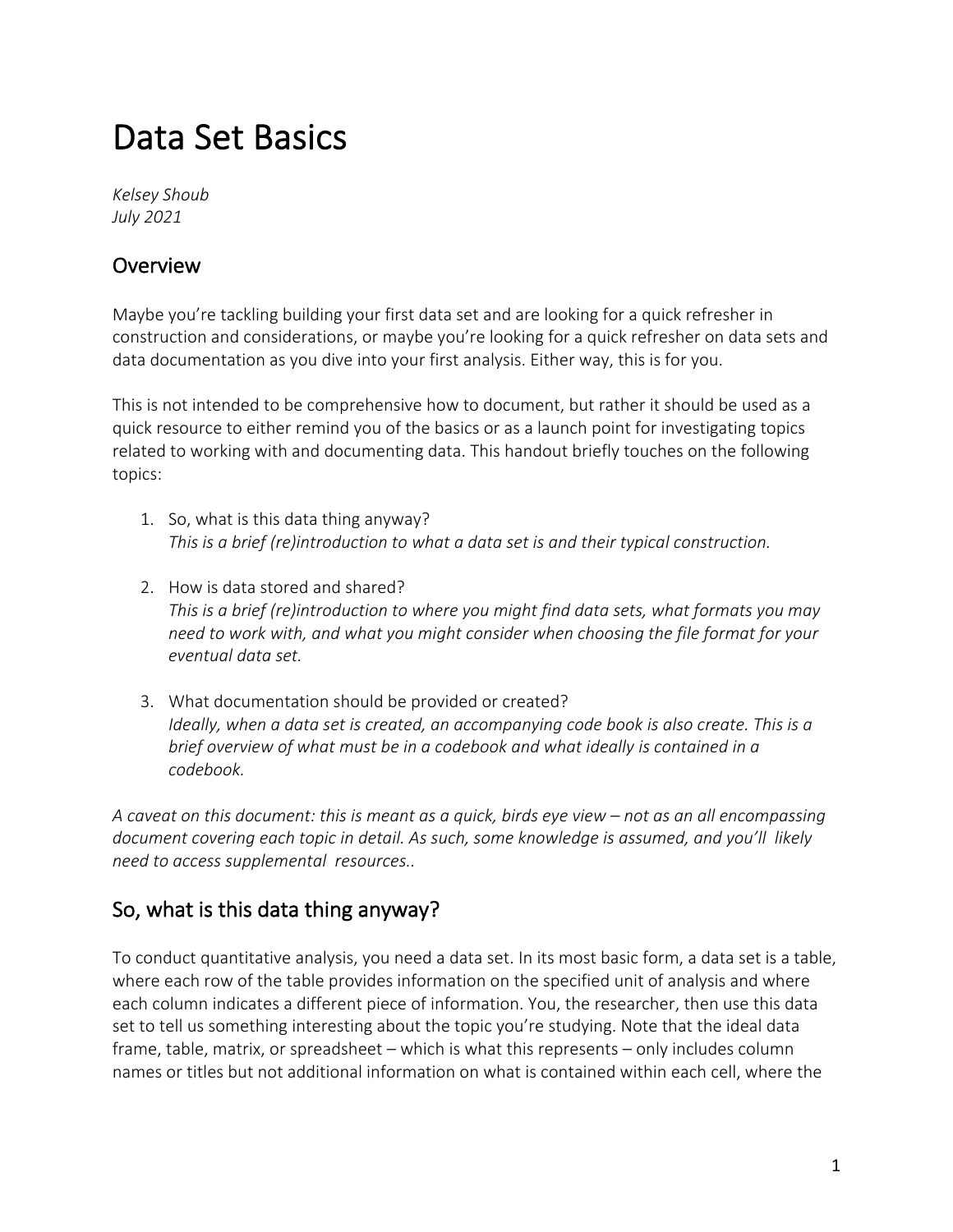# Data Set Basics

*Kelsey Shoub*
*July 2021*

## Overview

Maybe you're tackling building your first data set and are looking for a quick refresher in construction and considerations, or maybe you're looking for a quick refresher on data sets and data documentation as you dive into your first analysis. Either way, this is for you.

This is not intended to be comprehensive how to document, but rather it should be used as a quick resource to either remind you of the basics or as a launch point for investigating topics related to working with and documenting data. This handout briefly touches on the following topics:

1. So, what is this data thing anyway?
   *This is a brief (re)introduction to what a data set is and their typical construction.*

2. How is data stored and shared?
   *This is a brief (re)introduction to where you might find data sets, what formats you may need to work with, and what you might consider when choosing the file format for your eventual data set.*

3. What documentation should be provided or created?
   *Ideally, when a data set is created, an accompanying code book is also create. This is a brief overview of what must be in a codebook and what ideally is contained in a codebook.*

*A caveat on this document: this is meant as a quick, birds eye view – not as an all encompassing document covering each topic in detail. As such, some knowledge is assumed, and you'll likely need to access supplemental resources..*

## So, what is this data thing anyway?

To conduct quantitative analysis, you need a data set. In its most basic form, a data set is a table, where each row of the table provides information on the specified unit of analysis and where each column indicates a different piece of information. You, the researcher, then use this data set to tell us something interesting about the topic you're studying. Note that the ideal data frame, table, matrix, or spreadsheet – which is what this represents – only includes column names or titles but not additional information on what is contained within each cell, where the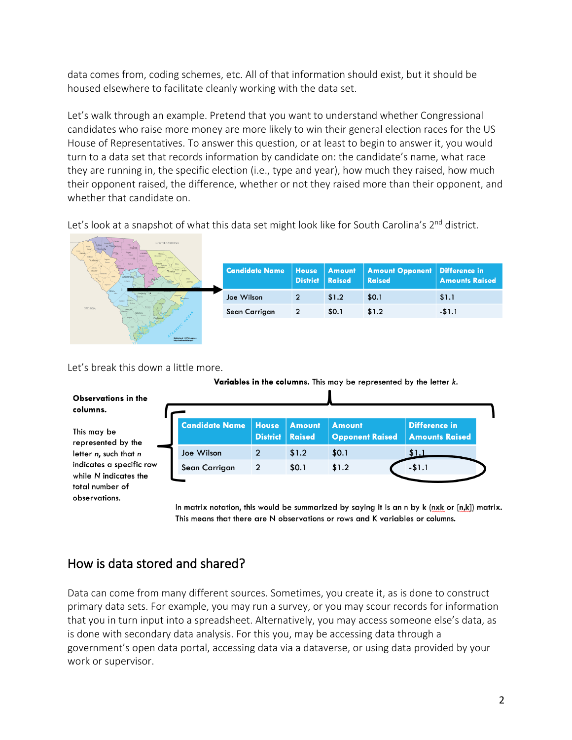data comes from, coding schemes, etc. All of that information should exist, but it should be housed elsewhere to facilitate cleanly working with the data set.

Let's walk through an example. Pretend that you want to understand whether Congressional candidates who raise more money are more likely to win their general election races for the US House of Representatives. To answer this question, or at least to begin to answer it, you would turn to a data set that records information by candidate on: the candidate's name, what race they are running in, the specific election (i.e., type and year), how much they raised, how much their opponent raised, the difference, whether or not they raised more than their opponent, and whether that candidate on.

Let's look at a snapshot of what this data set might look like for South Carolina's 2nd district.

| Candidate Name | House District | Amount Raised | Amount Opponent Raised | Difference in Amounts Raised |
|---|---|---|---|---|
| Joe Wilson | 2 | $1.2 | $0.1 | $1.1 |
| Sean Carrigan | 2 | $0.1 | $1.2 | -$1.1 |

Let's break this down a little more.

**Variables in the columns.** This may be represented by the letter *k*.

**Observations in the columns.**

This may be represented by the letter *n*, such that *n* indicates a specific row while *N* indicates the total number of observations.

| Candidate Name | House District | Amount Raised | Amount Opponent Raised | Difference in Amounts Raised |
|---|---|---|---|---|
| Joe Wilson | 2 | $1.2 | $0.1 | $1.1 |
| Sean Carrigan | 2 | $0.1 | $1.2 | -$1.1 |

In matrix notation, this would be summarized by saying it is an n by k (nxk or [n,k]) matrix. This means that there are N observations or rows and K variables or columns.

## How is data stored and shared?

Data can come from many different sources. Sometimes, you create it, as is done to construct primary data sets. For example, you may run a survey, or you may scour records for information that you in turn input into a spreadsheet. Alternatively, you may access someone else's data, as is done with secondary data analysis. For this you, may be accessing data through a government's open data portal, accessing data via a dataverse, or using data provided by your work or supervisor.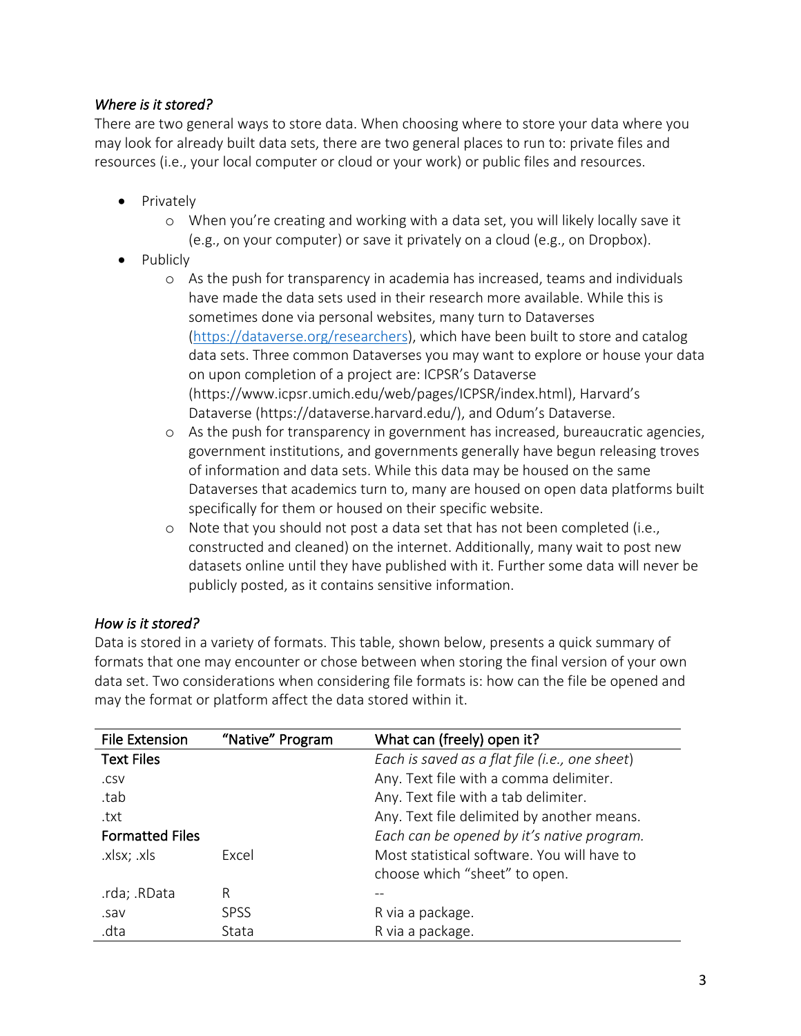### *Where is it stored?*

There are two general ways to store data. When choosing where to store your data where you may look for already built data sets, there are two general places to run to: private files and resources (i.e., your local computer or cloud or your work) or public files and resources.

- Privately
  - When you're creating and working with a data set, you will likely locally save it (e.g., on your computer) or save it privately on a cloud (e.g., on Dropbox).
- Publicly
  - As the push for transparency in academia has increased, teams and individuals have made the data sets used in their research more available. While this is sometimes done via personal websites, many turn to Dataverses ([https://dataverse.org/researchers](https://dataverse.org/researchers)), which have been built to store and catalog data sets. Three common Dataverses you may want to explore or house your data on upon completion of a project are: ICPSR's Dataverse (https://www.icpsr.umich.edu/web/pages/ICPSR/index.html), Harvard's Dataverse (https://dataverse.harvard.edu/), and Odum's Dataverse.
  - As the push for transparency in government has increased, bureaucratic agencies, government institutions, and governments generally have begun releasing troves of information and data sets. While this data may be housed on the same Dataverses that academics turn to, many are housed on open data platforms built specifically for them or housed on their specific website.
  - Note that you should not post a data set that has not been completed (i.e., constructed and cleaned) on the internet. Additionally, many wait to post new datasets online until they have published with it. Further some data will never be publicly posted, as it contains sensitive information.

### *How is it stored?*

Data is stored in a variety of formats. This table, shown below, presents a quick summary of formats that one may encounter or chose between when storing the final version of your own data set. Two considerations when considering file formats is: how can the file be opened and may the format or platform affect the data stored within it.

| File Extension | "Native" Program | What can (freely) open it? |
|---|---|---|
| **Text Files** | | *Each is saved as a flat file (i.e., one sheet)* |
| .csv | | Any. Text file with a comma delimiter. |
| .tab | | Any. Text file with a tab delimiter. |
| .txt | | Any. Text file delimited by another means. |
| **Formatted Files** | | *Each can be opened by it's native program.* |
| .xlsx; .xls | Excel | Most statistical software. You will have to choose which "sheet" to open. |
| .rda; .RData | R | -- |
| .sav | SPSS | R via a package. |
| .dta | Stata | R via a package. |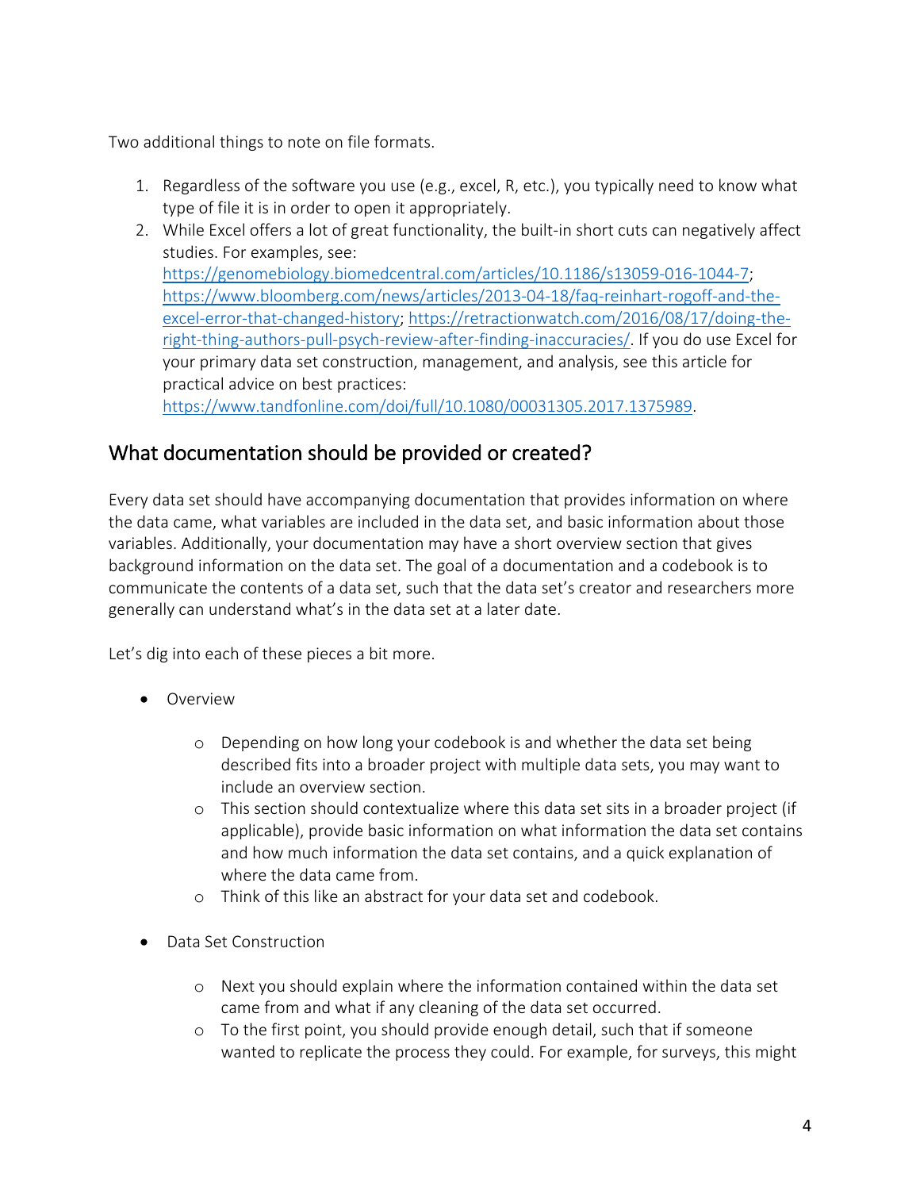Two additional things to note on file formats.

1. Regardless of the software you use (e.g., excel, R, etc.), you typically need to know what type of file it is in order to open it appropriately.
2. While Excel offers a lot of great functionality, the built-in short cuts can negatively affect studies. For examples, see: https://genomebiology.biomedcentral.com/articles/10.1186/s13059-016-1044-7; https://www.bloomberg.com/news/articles/2013-04-18/faq-reinhart-rogoff-and-the-excel-error-that-changed-history; https://retractionwatch.com/2016/08/17/doing-the-right-thing-authors-pull-psych-review-after-finding-inaccuracies/. If you do use Excel for your primary data set construction, management, and analysis, see this article for practical advice on best practices: https://www.tandfonline.com/doi/full/10.1080/00031305.2017.1375989.

## What documentation should be provided or created?

Every data set should have accompanying documentation that provides information on where the data came, what variables are included in the data set, and basic information about those variables. Additionally, your documentation may have a short overview section that gives background information on the data set. The goal of a documentation and a codebook is to communicate the contents of a data set, such that the data set's creator and researchers more generally can understand what's in the data set at a later date.

Let's dig into each of these pieces a bit more.

- Overview
  - Depending on how long your codebook is and whether the data set being described fits into a broader project with multiple data sets, you may want to include an overview section.
  - This section should contextualize where this data set sits in a broader project (if applicable), provide basic information on what information the data set contains and how much information the data set contains, and a quick explanation of where the data came from.
  - Think of this like an abstract for your data set and codebook.

- Data Set Construction
  - Next you should explain where the information contained within the data set came from and what if any cleaning of the data set occurred.
  - To the first point, you should provide enough detail, such that if someone wanted to replicate the process they could. For example, for surveys, this might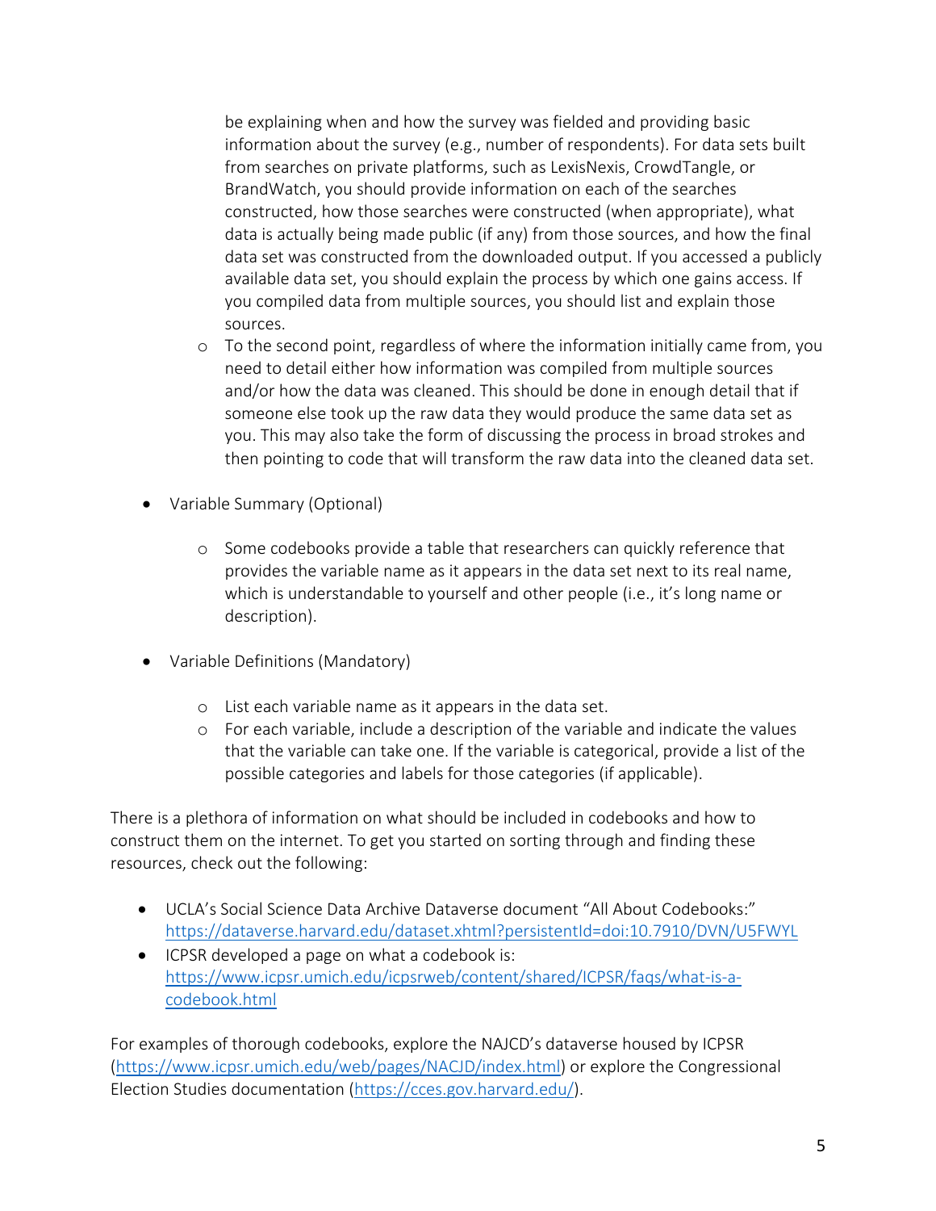be explaining when and how the survey was fielded and providing basic information about the survey (e.g., number of respondents). For data sets built from searches on private platforms, such as LexisNexis, CrowdTangle, or BrandWatch, you should provide information on each of the searches constructed, how those searches were constructed (when appropriate), what data is actually being made public (if any) from those sources, and how the final data set was constructed from the downloaded output. If you accessed a publicly available data set, you should explain the process by which one gains access. If you compiled data from multiple sources, you should list and explain those sources.

  - To the second point, regardless of where the information initially came from, you need to detail either how information was compiled from multiple sources and/or how the data was cleaned. This should be done in enough detail that if someone else took up the raw data they would produce the same data set as you. This may also take the form of discussing the process in broad strokes and then pointing to code that will transform the raw data into the cleaned data set.

- Variable Summary (Optional)
  - Some codebooks provide a table that researchers can quickly reference that provides the variable name as it appears in the data set next to its real name, which is understandable to yourself and other people (i.e., it's long name or description).

- Variable Definitions (Mandatory)
  - List each variable name as it appears in the data set.
  - For each variable, include a description of the variable and indicate the values that the variable can take one. If the variable is categorical, provide a list of the possible categories and labels for those categories (if applicable).

There is a plethora of information on what should be included in codebooks and how to construct them on the internet. To get you started on sorting through and finding these resources, check out the following:

- UCLA's Social Science Data Archive Dataverse document "All About Codebooks:" https://dataverse.harvard.edu/dataset.xhtml?persistentId=doi:10.7910/DVN/U5FWYL
- ICPSR developed a page on what a codebook is: https://www.icpsr.umich.edu/icpsrweb/content/shared/ICPSR/faqs/what-is-a-codebook.html

For examples of thorough codebooks, explore the NAJCD's dataverse housed by ICPSR (https://www.icpsr.umich.edu/web/pages/NACJD/index.html) or explore the Congressional Election Studies documentation (https://cces.gov.harvard.edu/).